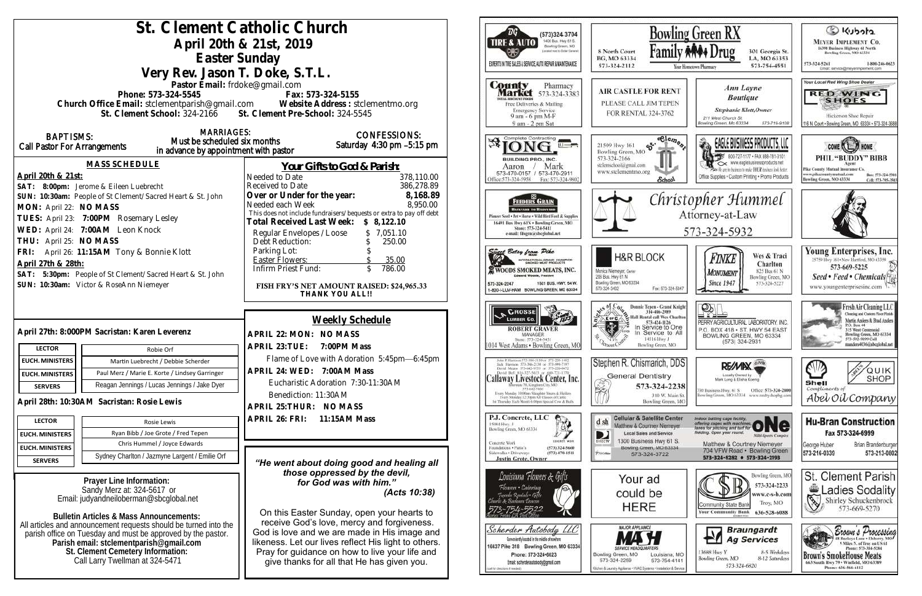# St. Clement Catholic Church

## April 20th & 21st, 2019

## Easter Sunday

## Very Rev. Jason T. Doke, S.T.L.

Pastor Email: frdoke@gmail.com

Phone: 573-324-5545 Fax: 573-324-5155

Church Office Email: stclementparish@gmail.com Website Address : stclementmo.org

St. Clement School: 324-2166 St. Clement Pre-School: 324-5545

**BAPTISMS:** Call Pastor For Arrangements

**MARRIAGES:** Must be scheduled six months in advance by appointment with pastor

**CONFESSIONS:** Saturday 4:30 pm –5:15 pm

### MASS SCHEDULE

**April 20th & 21st:**

SAT: 8:00pm: Jerome & Eileen Luebrecht

SUN: 10:30am: People of St Clement/Sacred Heart & St. John

MON: April 22: NO MASS

TUES: April 23: 7:00PM Rosemary Lesley

WED: April 24: 7:00AM Leon Knock

THU: April 25: NO MASS

FRI: April 26: 11:15AM Tony & Bonnie Klott

**April 27th & 28th:**

SAT: 5:30pm: People of St Clement/Sacred Heart & St. John

SUN: 10:30am: Victor & RoseAnn Niemeyer

### Your Gifts to God & Parish:

| | |
|---|---|
| Needed to Date | 378,110.00 |
| Received to Date | 386,278.89 |
| **Over or Under for the year:** | **8,168.89** |
| Needed each Week | 8,950.00 |

This does not include fundraisers/bequests or extra to pay off debt

| | |
|---|---|
| **Total Received Last Week:** | **$ 8,122.10** |
| Regular Envelopes / Loose | $ 7,051.10 |
| Debt Reduction: | $ 250.00 |
| Parking Lot: | $ |
| Easter Flowers: | $ 35.00 |
| Infirm Priest Fund: | $ 786.00 |

**FISH FRY'S NET AMOUNT RAISED: $24,965.33 THANK YOU ALL!!**

### April 27th: 8:000PM Sacristan: Karen Leverenz

| | |
|---|---|
| LECTOR | Robie Orf |
| EUCH. MINISTERS | Martin Luebrecht / Debbie Scherder |
| EUCH. MINISTERS | Paul Merz / Marie E. Korte / Lindsey Garringer |
| SERVERS | Reagan Jennings / Lucas Jennings / Jake Dyer |

### April 28th: 10:30AM Sacristan: Rosie Lewis

| | |
|---|---|
| LECTOR | Rosie Lewis |
| EUCH. MINISTERS | Ryan Bibb / Joe Grote / Fred Tepen |
| EUCH. MINISTERS | Chris Hummel / Joyce Edwards |
| SERVERS | Sydney Charlton / Jazmyne Largent / Emilie Orf |

### Weekly Schedule

**APRIL 22: MON: NO MASS**

**APRIL 23:TUE: 7:00PM Mass**

Flame of Love with Adoration 5:45pm—6:45pm

**APRIL 24: WED: 7:00AM Mass**

Eucharistic Adoration 7:30-11:30AM

Benediction: 11:30AM

**APRIL 25:THUR: NO MASS**

**APRIL 26: FRI: 11:15AM Mass**

***"He went about doing good and healing all those oppressed by the devil, for God was with him." (Acts 10:38)***

On this Easter Sunday, open your hearts to receive God's love, mercy and forgiveness. God is love and we are made in His image and likeness. Let our lives reflect His light to others. Pray for guidance on how to live your life and give thanks for all that He has given you.

**Prayer Line Information:**
Sandy Merz at: 324-5617 or
Email: judyandneiloberman@sbcglobal.net

**Bulletin Articles & Mass Announcements:**
All articles and announcement requests should be turned into the parish office on Tuesday and must be approved by the pastor.
**Parish email: stclementparish@gmail.com**
**St. Clement Cemetery Information:**
Call Larry Twellman at 324-5471

---

DG Tire & Auto (573)324.3704 1400 Bus. Hwy 61 S. Bowling Green, MO — Experts in Tire Sales & Service, Auto Repair & Maintenance

Bowling Green RX — 8 North Court BG, MO 63334 573-324-2112 — Family Drug — 301 Georgia St. LA, MO 63353 573-754-4551 — Your Hometown Pharmacy

Kubota — Meyer Implement Co. 16398 Business Highway 61 North Bowling Green, MO 63334 — 573-324-5261 1-800-246-0623

County Market Pharmacy 573-324-3383 — Free Deliveries & Mailing, Emergency Service 9 am - 6 pm M-F, 9 am - 2 pm Sat

Air Castle For Rent — Please call Jim Tepen for rental 324-3762

Ann Layne Boutique — Stephanie Klott, Owner — 211 West Church St. Bowling Green, Mo 63334 573-719-9108

Your Local Red Wing Shoe Dealer — Red Wing Shoes — Hickerson Shoe Repair 116 N. Court • Bowling Green, MO 63334 • 573-324-3688

Complete Contracting — Long Building Pro., Inc. — Aaron / Mark 573-470-0157 / 573-470-2911 Office: 573-324-5958 Fax: 573-324-9802

St. Clement School — 21509 Hwy 161 Bowling Green, MO 573-324-2166 stclemschool@gmail.com www.stclementmo.org

Eagle Business Products, LLC — 800-727-1177 • Fax 888-781-3101 www.eaglebusinessproducts.net — Office Supplies • Custom Printing • Promo Products

Come Home — Phil "Buddy" Bibb, Agent — Pike County Mutual Insurance Co. www.pikecountymutual.com Bowling Green, MO 63334 Bus: 573-324-5301 Cell: 573-795-3503

Feeders Grain — Backyard to Barnyard — Pioneer Seed • Pet • Horse • Wild Bird Feed & Supplies — 16491 Bus Hwy 61N • Bowling Green, MO Store: 573-324-5411 e-mail: fdsgrn@sbcglobal.net

Christopher Hummel, Attorney-at-Law — 573-324-5932

Sweet Betsy from Pike — Woods Smoked Meats, Inc. — Edward Woods, President — 573-324-2247 1501 Bus. Hwy. 54 W. 1-800-I-LUV-HAM Bowling Green, MO 63334

H&R Block — Monica Niemeyer, Owner — 205 Bus. Hwy 61 N Bowling Green, MO 63334 573-324-3402 Fax: 573-324-5047

Finke Monument Since 1947 — Wes & Traci Charlton — 825 Bus 61 N Bowling Green, MO 573-324-5227

Young Enterprises, Inc. — 25759 Hwy 161 • New Hartford, MO 63359 — 573-669-5225 — Seed • Feed • Chemicals — www.youngenterprisesinc.com

Grosse Lumber Co. — Robert Graver, Manager — Store: 573-324-5431 — 1014 West Adams • Bowling Green, MO

Knights of Columbus — Donnie Tepen - Grand Knight 314-486-2989 — Hall Rental call Wes Charlton 573-424-1126 — In Service to One, In Service to All — 14516 Hwy J Bowling Green, MO

Perry Agricultural Laboratory, Inc. — P.O. Box 418 • St. Hwy 54 East Bowling Green, MO 63334 (573) 324-2931

Fresh Air Cleaning LLC — Cleaning and Custom Floor Finish — Martin Anders & Brad Anders — P.O. Box 44, 315 West Centennial Bowling Green, MO 63334 573-592-9899 Call manders4036@sbcglobal.net

Callaway Livestock Center, Inc. — John P. Harrison 573-386-5150 or 573-220-1482; Jack Harrison 573-386-2138 or 573-999-7197; David Means 573-642-9753 or 573-220-0472; David Bell 816-527-5615 or 660-721-1370 — Interstate 70, Kingdom City, MO 573-642-7486 — Every Monday 10:00am Slaughter Steers & Heifers; Every Monday 12:30pm All Classes of Cattle; 1st Thursday Each Month 6:00pm Special Cow & Bulls

Stephen R. Chismarich, DDS — General Dentistry — 573-324-2238 — 310 W. Main St. Bowling Green, MO

RE/MAX — Locally Owned by Mark Long & Elisha Koenig — 230 Business Hwy. 61 S Bowling Green, MO 63334 Office: 573-324-2800 www.realtyshopbg.com

Shell — Quik Shop — Compliments of Abel Oil Company

P.J. Concrete, LLC — 15084 Hwy. J Bowling Green, MO 63334 — Concrete Work, Foundations • Patio's, Sidewalks • Driveways (573)324-5660 (573)470-1511 — Justin Grote, Owner

Cellular & Satellite Center — Matthew & Courtney Niemeyer — Local Sales and Service — 1300 Business Hwy 61 S. Bowling Green, MO 63334 573-324-3722

ONE Multi-Sports Complex — Indoor batting cage facility, offering cages with machines, lanes for pitching and turf for fielding. Open year round. — Matthew & Courtney Niemeyer 704 VFW Road • Bowling Green 573-324-8282 • 573-324-2193

Hu-Bran Construction — Fax 573-324-6999 — George Huber 573-216-0339 — Brian Brandenburger 573-213-0802

Louisiana Flowers & Gifts — Flowers • Catering • Tuxedo Rentals • Gifts • Church & Business Decor — 573-754-5522

Your ad could be HERE

Community State Bank — Your Community Bank — Bowling Green, MO 573-324-2233 www.c-s-b.com Troy, MO 636-528-6088

St. Clement Parish Ladies Sodality — Shirley Schuckenbrock 573-669-5270

Scherder Autobody LLC — Conveniently located in the middle of nowhere — 16637 Pike 318 Bowling Green, MO 63334 Phone: 573+324+6023 Email: scherderautobody@gmail.com (call for directions if needed)

Major Appliance — MASH Service Headquarters — Bowling Green, MO 573-324-2259 — Louisiana, MO 573-754-4141 — Kitchen & Laundry Appliance • HVAC Systems • Installation & Service

Braungardt Ag Services — 13688 Hwy Y Bowling Green, MO — 8-5 Weekdays, 8-12 Saturdays — 573-324-6820

Brown's Processing — 88 Buckeye Lane • Elsberry, MO — 5 Miles S. of Troy on US 61 Phone: 573-384-5384 — Brown's SmokeHouse Meats — 663 South Hwy 79 • Winfield, MO 63389 Phone: 636-566-6112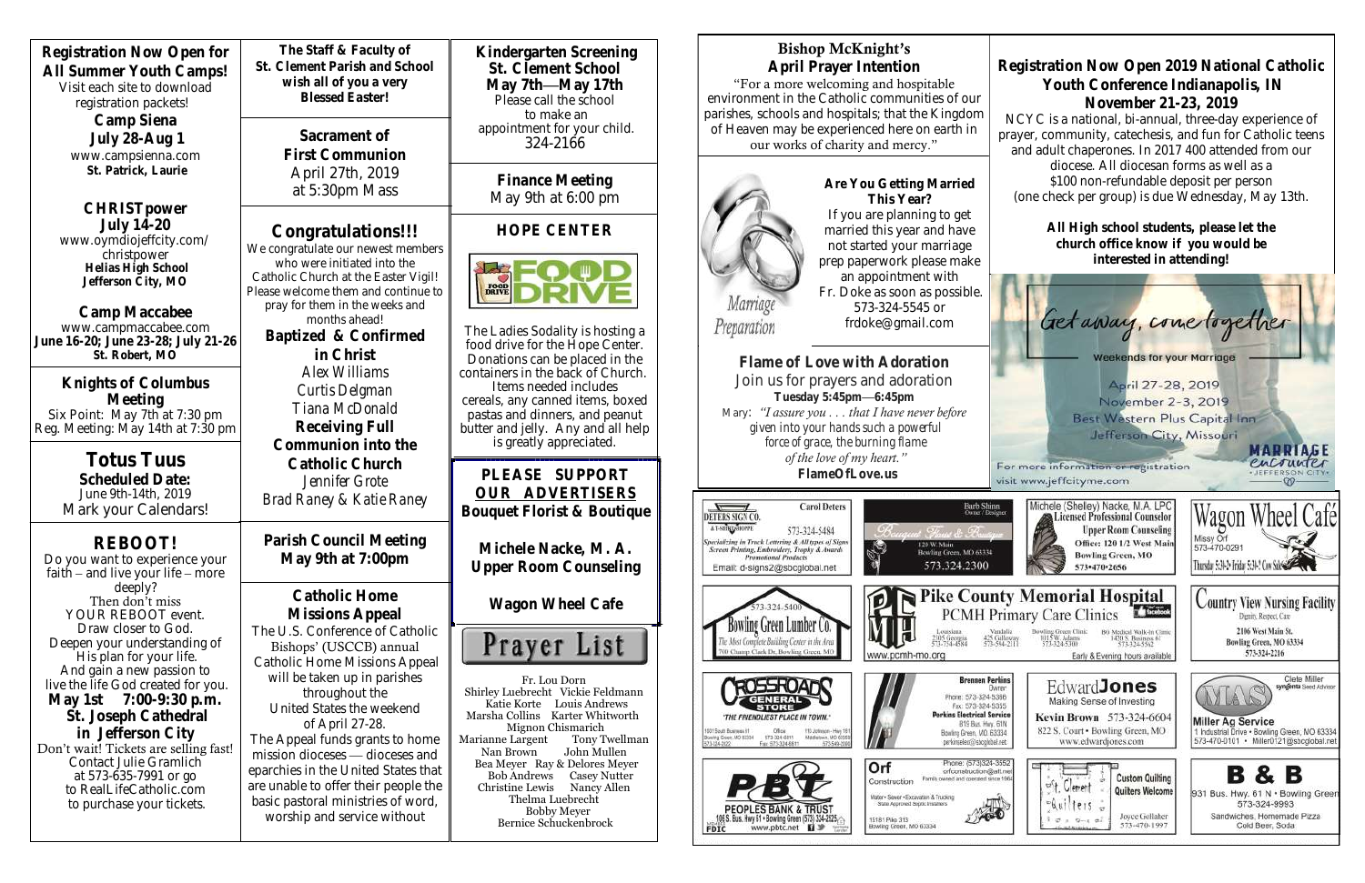## Registration Now Open for All Summer Youth Camps!

Visit each site to download registration packets!

**Camp Siena**
**July 28-Aug 1**
www.campsienna.com
**St. Patrick, Laurie**

**CHRISTpower**
**July 14-20**
www.oymdiojeffcity.com/christpower
**Helias High School Jefferson City, MO**

**Camp Maccabee**
www.campmaccabee.com
**June 16-20; June 23-28; July 21-26**
**St. Robert, MO**

## Knights of Columbus Meeting

Six Point: May 7th at 7:30 pm
Reg. Meeting: May 14th at 7:30 pm

## Totus Tuus

**Scheduled Date:**
June 9th-14th, 2019
Mark your Calendars!

## REBOOT!

Do you want to experience your faith – and live your life – more deeply?
Then don't miss YOUR REBOOT event.
Draw closer to God.
Deepen your understanding of His plan for your life.
And gain a new passion to live the life God created for you.

**May 1st 7:00-9:30 p.m.**
**St. Joseph Cathedral in Jefferson City**

Don't wait! Tickets are selling fast!
Contact Julie Gramlich at 573-635-7991 or go to RealLifeCatholic.com to purchase your tickets.

**The Staff & Faculty of St. Clement Parish and School wish all of you a very Blessed Easter!**

## Sacrament of First Communion

April 27th, 2019
at 5:30pm Mass

## Congratulations!!!

We congratulate our newest members who were initiated into the Catholic Church at the Easter Vigil! Please welcome them and continue to pray for them in the weeks and months ahead!

**Baptized & Confirmed in Christ**
*Alex Williams*
*Curtis Delgman*
*Tiana McDonald*

**Receiving Full Communion into the Catholic Church**
*Jennifer Grote*
*Brad Raney & Katie Raney*

## Parish Council Meeting

**May 9th at 7:00pm**

## Catholic Home Missions Appeal

The U.S. Conference of Catholic Bishops' (USCCB) annual Catholic Home Missions Appeal will be taken up in parishes throughout the United States the weekend of April 27-28.
The Appeal funds grants to home mission dioceses — dioceses and eparchies in the United States that are unable to offer their people the basic pastoral ministries of word, worship and service without

## Kindergarten Screening

**St. Clement School**
**May 7th—May 17th**
Please call the school to make an appointment for your child.
324-2166

## Finance Meeting

May 9th at 6:00 pm

## HOPE CENTER

FOOD DRIVE

The Ladies Sodality is hosting a food drive for the Hope Center. Donations can be placed in the containers in the back of Church. Items needed includes cereals, any canned items, boxed pastas and dinners, and peanut butter and jelly. Any and all help is greatly appreciated.

## PLEASE SUPPORT OUR ADVERTISERS

**Bouquet Florist & Boutique**

**Michele Nacke, M. A. Upper Room Counseling**

**Wagon Wheel Cafe**

## Prayer List

Fr. Lou Dorn
Shirley Luebrecht Vickie Feldmann
Katie Korte Louis Andrews
Marsha Collins Karter Whitworth
Mignon Chismarich
Marianne Largent Tony Twellman
Nan Brown John Mullen
Bea Meyer Ray & Delores Meyer
Bob Andrews Casey Nutter
Christine Lewis Nancy Allen
Thelma Luebrecht
Bobby Meyer
Bernice Schuckenbrock

## Bishop McKnight's April Prayer Intention

"For a more welcoming and hospitable environment in the Catholic communities of our parishes, schools and hospitals; that the Kingdom of Heaven may be experienced here on earth in our works of charity and mercy."

Marriage Preparation

**Are You Getting Married This Year?**
If you are planning to get married this year and have not started your marriage prep paperwork please make an appointment with Fr. Doke as soon as possible.
573-324-5545 or
frdoke@gmail.com

## Flame of Love with Adoration

Join us for prayers and adoration
**Tuesday 5:45pm—6:45pm**
Mary: *"I assure you . . . that I have never before given into your hands such a powerful force of grace, the burning flame of the love of my heart."*
**FlameOfLove.us**

## Registration Now Open 2019 National Catholic Youth Conference Indianapolis, IN November 21-23, 2019

NCYC is a national, bi-annual, three-day experience of prayer, community, catechesis, and fun for Catholic teens and adult chaperones. In 2017 400 attended from our diocese. All diocesan forms as well as a $100 non-refundable deposit per person (one check per group) is due Wednesday, May 13th.

**All High school students, please let the church office know if you would be interested in attending!**

Get away, come together
Weekends for your Marriage
April 27-28, 2019
November 2-3, 2019
Best Western Plus Capital Inn
Jefferson City, Missouri
Marriage Encounter - Jefferson City
For more information or registration visit www.jeffcityme.com

DETERS SIGN CO. & T-SHIRT SHOPPE — Carol Deters, Owner / Designer — 573-324-5484 — Specializing in Truck Lettering & All types of Signs, Screen Printing, Embroidery, Trophy & Awards, Promotional Products — Email: d-signs2@sbcglobal.net

Bouquet Florist & Boutique — Barb Shinn, Owner / Designer — 120 W. Main, Bowling Green, MO 63334 — 573.324.2300

Michele (Shelley) Nacke, M.A. LPC — Licensed Professional Counselor — Upper Room Counseling — Office: 120 1/2 West Main, Bowling Green, MO — 573•470•2056

Wagon Wheel Café — Missy Orf — 573-470-0291 — Thursday 5:30-? Friday 5:30-? Cow Sale

Bowling Green Lumber Co. — 573-324-5400 — The Most Complete Building Center in the Area — 700 Champ Clark Dr., Bowling Green, MO

Pike County Memorial Hospital — PCMH Primary Care Clinics — Louisiana 2305 Georgia 573-754-4584 — Vandalia 425 Galloway 573-594-2111 — Bowling Green Clinic 1015 W. Adams 573-324-5300 — BG Medical Walk-In Clinic 1420 S. Business 61 573-324-5502 — www.pcmh-mo.org — Early & Evening hours available

Country View Nursing Facility — Dignity, Respect, Care — 2106 West Main St. Bowling Green, MO 63334 — 573-324-2216

Crossroads General Store — "The Friendliest Place in Town." — 1501 South Business 61, Bowling Green, MO 63334, 573-324-2322 — Office 573-324-6811, Fax: 573-324-6811 — 110 Johnson - Hwy 161, Middletown, MO 63359, 573-549-2080

Brennen Perkins, Owner — Phone: 573-324-5366 — Fax: 573-324-5315 — Perkins Electrical Service — 819 Bus. Hwy. 61N, Bowling Green, MO 63334 — perkinselec@sbcglobal.net

Edward Jones — Making Sense of Investing — Kevin Brown 573-324-6604 — 822 S. Court • Bowling Green, MO — www.edwardjones.com

Clete Miller, syngenta Seed Advisor — MAS — Miller Ag Service — 1 Industrial Drive • Bowling Green, MO 63334 — 573-470-0101 • Miller0121@sbcglobal.net

PBT — Peoples Bank & Trust — 1065 Bus. Hwy 61 • Bowling Green (573) 324-2525 — www.pbtc.net — Member FDIC

Orf Construction — Family owned and operated since 1966 — Phone: (573)324-3352 — orfconstruction@att.net — Water • Sewer • Excavation & Trucking — State Approved Septic Installers — 15181 Pike 313, Bowling Green, MO 63334

St. Clement Quilters — Custom Quilting — Quilters Welcome — Joyce Gollaher 573-470-1997

B & B — 931 Bus. Hwy. 61 N • Bowling Green — 573-324-9993 — Sandwiches, Homemade Pizza — Cold Beer, Soda